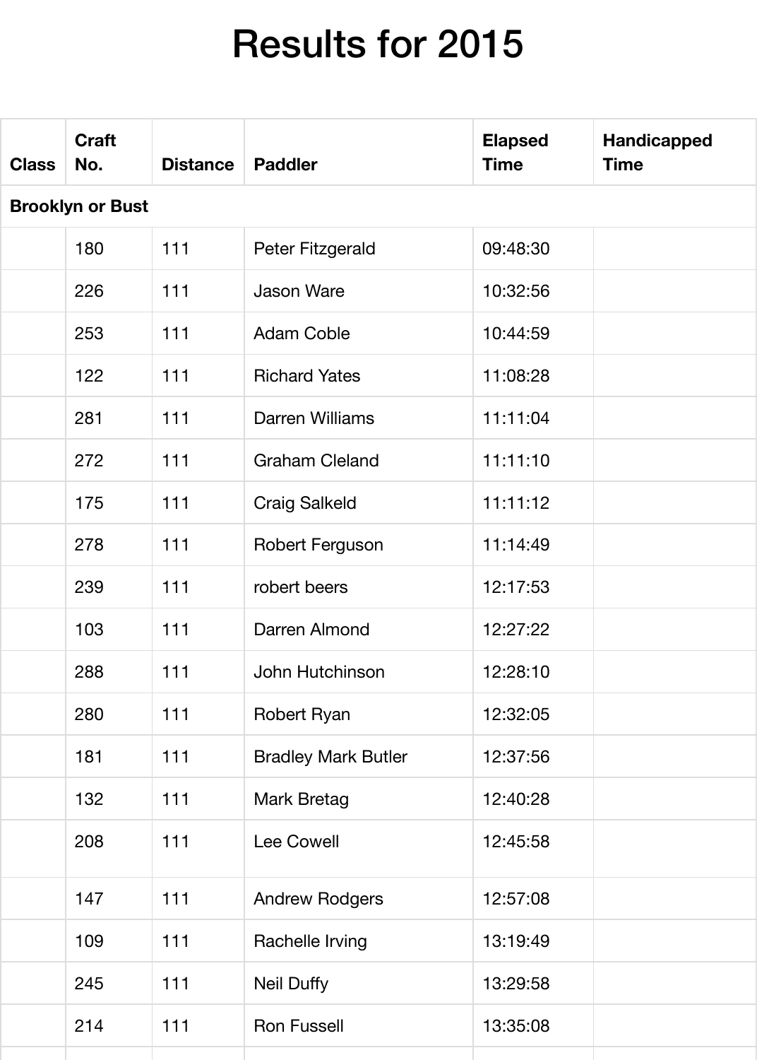# Results for 2015

| Class | Craft No. | Distance | Paddler | Elapsed Time | Handicapped Time |
|---|---|---|---|---|---|
| **Brooklyn or Bust** | | | | | |
| | 180 | 111 | Peter Fitzgerald | 09:48:30 | |
| | 226 | 111 | Jason Ware | 10:32:56 | |
| | 253 | 111 | Adam Coble | 10:44:59 | |
| | 122 | 111 | Richard Yates | 11:08:28 | |
| | 281 | 111 | Darren Williams | 11:11:04 | |
| | 272 | 111 | Graham Cleland | 11:11:10 | |
| | 175 | 111 | Craig Salkeld | 11:11:12 | |
| | 278 | 111 | Robert Ferguson | 11:14:49 | |
| | 239 | 111 | robert beers | 12:17:53 | |
| | 103 | 111 | Darren Almond | 12:27:22 | |
| | 288 | 111 | John Hutchinson | 12:28:10 | |
| | 280 | 111 | Robert Ryan | 12:32:05 | |
| | 181 | 111 | Bradley Mark Butler | 12:37:56 | |
| | 132 | 111 | Mark Bretag | 12:40:28 | |
| | 208 | 111 | Lee Cowell | 12:45:58 | |
| | 147 | 111 | Andrew Rodgers | 12:57:08 | |
| | 109 | 111 | Rachelle Irving | 13:19:49 | |
| | 245 | 111 | Neil Duffy | 13:29:58 | |
| | 214 | 111 | Ron Fussell | 13:35:08 | |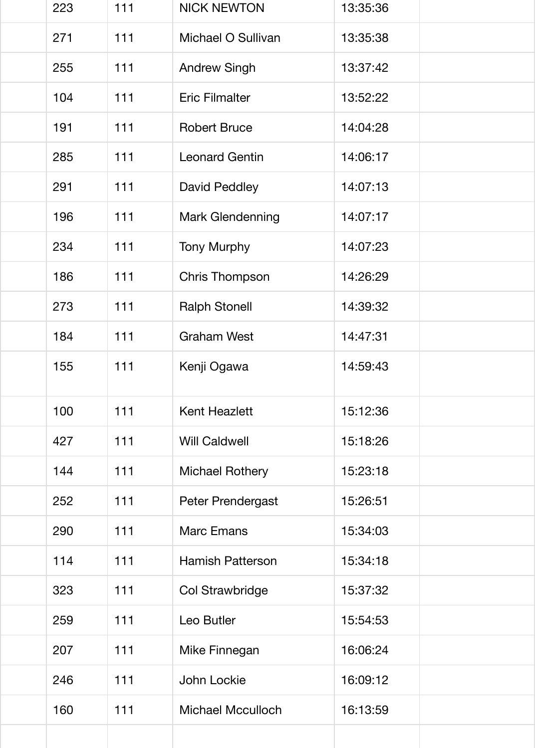| | | | | |
|---|---|---|---|---|
| 223 | 111 | NICK NEWTON | 13:35:36 | |
| 271 | 111 | Michael O Sullivan | 13:35:38 | |
| 255 | 111 | Andrew Singh | 13:37:42 | |
| 104 | 111 | Eric Filmalter | 13:52:22 | |
| 191 | 111 | Robert Bruce | 14:04:28 | |
| 285 | 111 | Leonard Gentin | 14:06:17 | |
| 291 | 111 | David Peddley | 14:07:13 | |
| 196 | 111 | Mark Glendenning | 14:07:17 | |
| 234 | 111 | Tony Murphy | 14:07:23 | |
| 186 | 111 | Chris Thompson | 14:26:29 | |
| 273 | 111 | Ralph Stonell | 14:39:32 | |
| 184 | 111 | Graham West | 14:47:31 | |
| 155 | 111 | Kenji Ogawa | 14:59:43 | |
| 100 | 111 | Kent Heazlett | 15:12:36 | |
| 427 | 111 | Will Caldwell | 15:18:26 | |
| 144 | 111 | Michael Rothery | 15:23:18 | |
| 252 | 111 | Peter Prendergast | 15:26:51 | |
| 290 | 111 | Marc Emans | 15:34:03 | |
| 114 | 111 | Hamish Patterson | 15:34:18 | |
| 323 | 111 | Col Strawbridge | 15:37:32 | |
| 259 | 111 | Leo Butler | 15:54:53 | |
| 207 | 111 | Mike Finnegan | 16:06:24 | |
| 246 | 111 | John Lockie | 16:09:12 | |
| 160 | 111 | Michael Mcculloch | 16:13:59 | |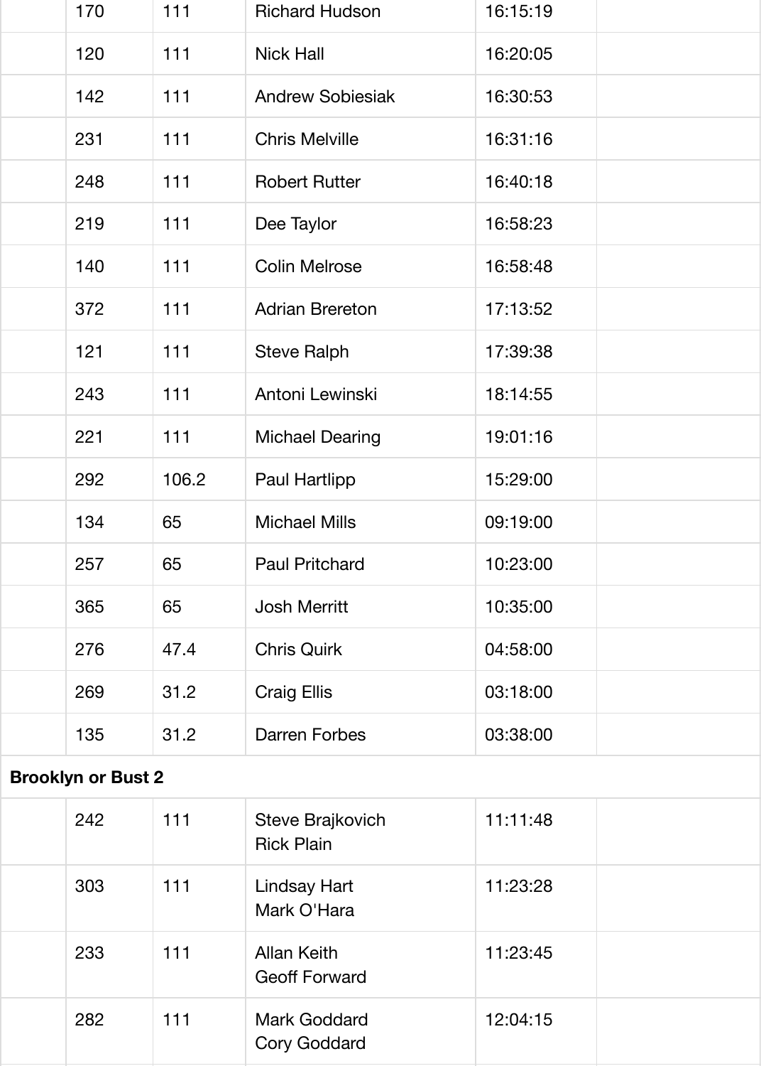| | | | | |
|---|---|---|---|---|
| | 170 | 111 | Richard Hudson | 16:15:19 | |
| | 120 | 111 | Nick Hall | 16:20:05 | |
| | 142 | 111 | Andrew Sobiesiak | 16:30:53 | |
| | 231 | 111 | Chris Melville | 16:31:16 | |
| | 248 | 111 | Robert Rutter | 16:40:18 | |
| | 219 | 111 | Dee Taylor | 16:58:23 | |
| | 140 | 111 | Colin Melrose | 16:58:48 | |
| | 372 | 111 | Adrian Brereton | 17:13:52 | |
| | 121 | 111 | Steve Ralph | 17:39:38 | |
| | 243 | 111 | Antoni Lewinski | 18:14:55 | |
| | 221 | 111 | Michael Dearing | 19:01:16 | |
| | 292 | 106.2 | Paul Hartlipp | 15:29:00 | |
| | 134 | 65 | Michael Mills | 09:19:00 | |
| | 257 | 65 | Paul Pritchard | 10:23:00 | |
| | 365 | 65 | Josh Merritt | 10:35:00 | |
| | 276 | 47.4 | Chris Quirk | 04:58:00 | |
| | 269 | 31.2 | Craig Ellis | 03:18:00 | |
| | 135 | 31.2 | Darren Forbes | 03:38:00 | |
| **Brooklyn or Bust 2** | | | | | |
| | 242 | 111 | Steve Brajkovich<br>Rick Plain | 11:11:48 | |
| | 303 | 111 | Lindsay Hart<br>Mark O'Hara | 11:23:28 | |
| | 233 | 111 | Allan Keith<br>Geoff Forward | 11:23:45 | |
| | 282 | 111 | Mark Goddard<br>Cory Goddard | 12:04:15 | |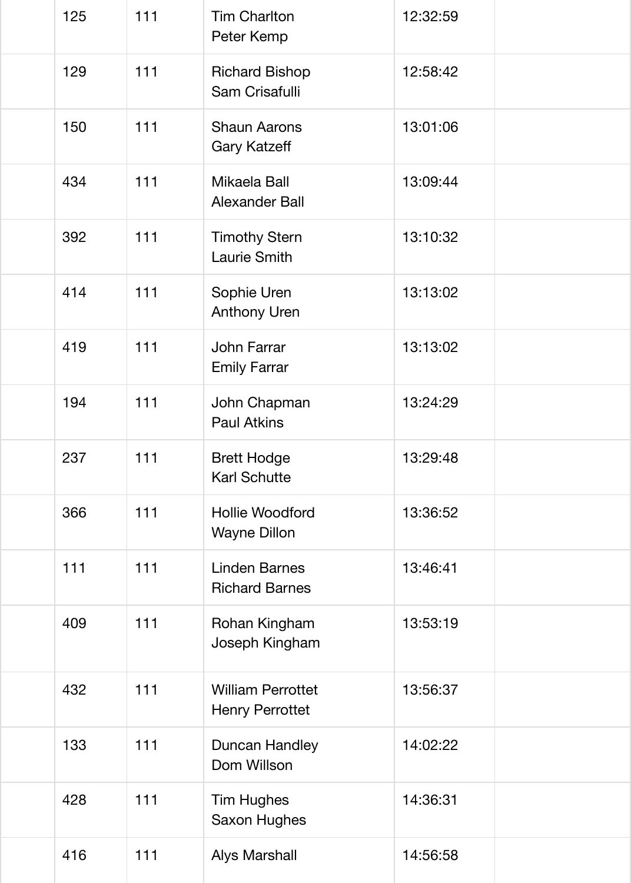| | | | | |
|---|---|---|---|---|
| | 125 | 111 | Tim Charlton<br>Peter Kemp | 12:32:59 | |
| | 129 | 111 | Richard Bishop<br>Sam Crisafulli | 12:58:42 | |
| | 150 | 111 | Shaun Aarons<br>Gary Katzeff | 13:01:06 | |
| | 434 | 111 | Mikaela Ball<br>Alexander Ball | 13:09:44 | |
| | 392 | 111 | Timothy Stern<br>Laurie Smith | 13:10:32 | |
| | 414 | 111 | Sophie Uren<br>Anthony Uren | 13:13:02 | |
| | 419 | 111 | John Farrar<br>Emily Farrar | 13:13:02 | |
| | 194 | 111 | John Chapman<br>Paul Atkins | 13:24:29 | |
| | 237 | 111 | Brett Hodge<br>Karl Schutte | 13:29:48 | |
| | 366 | 111 | Hollie Woodford<br>Wayne Dillon | 13:36:52 | |
| | 111 | 111 | Linden Barnes<br>Richard Barnes | 13:46:41 | |
| | 409 | 111 | Rohan Kingham<br>Joseph Kingham | 13:53:19 | |
| | 432 | 111 | William Perrottet<br>Henry Perrottet | 13:56:37 | |
| | 133 | 111 | Duncan Handley<br>Dom Willson | 14:02:22 | |
| | 428 | 111 | Tim Hughes<br>Saxon Hughes | 14:36:31 | |
| | 416 | 111 | Alys Marshall | 14:56:58 | |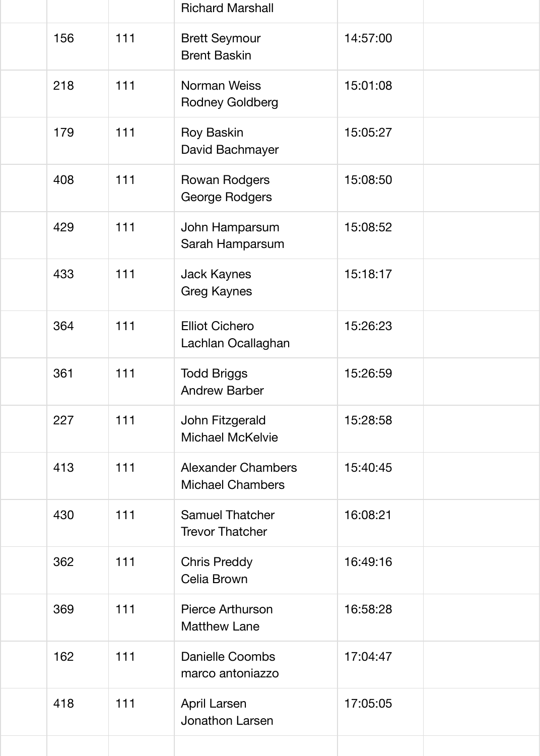| | | | | |
|---|---|---|---|---|
| | | | Richard Marshall | | |
| | 156 | 111 | Brett Seymour<br>Brent Baskin | 14:57:00 | |
| | 218 | 111 | Norman Weiss<br>Rodney Goldberg | 15:01:08 | |
| | 179 | 111 | Roy Baskin<br>David Bachmayer | 15:05:27 | |
| | 408 | 111 | Rowan Rodgers<br>George Rodgers | 15:08:50 | |
| | 429 | 111 | John Hamparsum<br>Sarah Hamparsum | 15:08:52 | |
| | 433 | 111 | Jack Kaynes<br>Greg Kaynes | 15:18:17 | |
| | 364 | 111 | Elliot Cichero<br>Lachlan Ocallaghan | 15:26:23 | |
| | 361 | 111 | Todd Briggs<br>Andrew Barber | 15:26:59 | |
| | 227 | 111 | John Fitzgerald<br>Michael McKelvie | 15:28:58 | |
| | 413 | 111 | Alexander Chambers<br>Michael Chambers | 15:40:45 | |
| | 430 | 111 | Samuel Thatcher<br>Trevor Thatcher | 16:08:21 | |
| | 362 | 111 | Chris Preddy<br>Celia Brown | 16:49:16 | |
| | 369 | 111 | Pierce Arthurson<br>Matthew Lane | 16:58:28 | |
| | 162 | 111 | Danielle Coombs<br>marco antoniazzo | 17:04:47 | |
| | 418 | 111 | April Larsen<br>Jonathon Larsen | 17:05:05 | |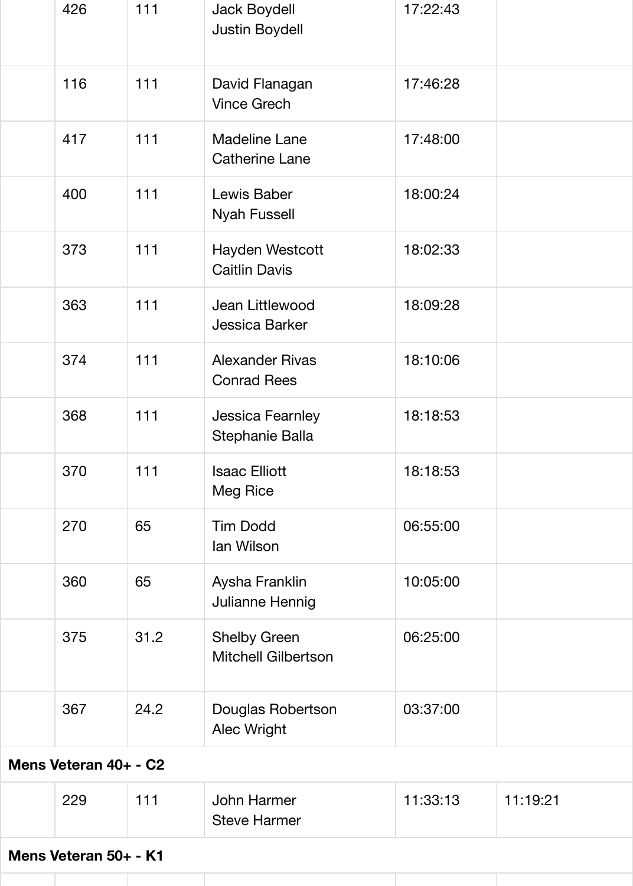| | | | | |
|---|---|---|---|---|
| | 426 | 111 | Jack Boydell<br>Justin Boydell | 17:22:43 | |
| | 116 | 111 | David Flanagan<br>Vince Grech | 17:46:28 | |
| | 417 | 111 | Madeline Lane<br>Catherine Lane | 17:48:00 | |
| | 400 | 111 | Lewis Baber<br>Nyah Fussell | 18:00:24 | |
| | 373 | 111 | Hayden Westcott<br>Caitlin Davis | 18:02:33 | |
| | 363 | 111 | Jean Littlewood<br>Jessica Barker | 18:09:28 | |
| | 374 | 111 | Alexander Rivas<br>Conrad Rees | 18:10:06 | |
| | 368 | 111 | Jessica Fearnley<br>Stephanie Balla | 18:18:53 | |
| | 370 | 111 | Isaac Elliott<br>Meg Rice | 18:18:53 | |
| | 270 | 65 | Tim Dodd<br>Ian Wilson | 06:55:00 | |
| | 360 | 65 | Aysha Franklin<br>Julianne Hennig | 10:05:00 | |
| | 375 | 31.2 | Shelby Green<br>Mitchell Gilbertson | 06:25:00 | |
| | 367 | 24.2 | Douglas Robertson<br>Alec Wright | 03:37:00 | |
| **Mens Veteran 40+ - C2** | | | | | |
| | 229 | 111 | John Harmer<br>Steve Harmer | 11:33:13 | 11:19:21 |
| **Mens Veteran 50+ - K1** | | | | | |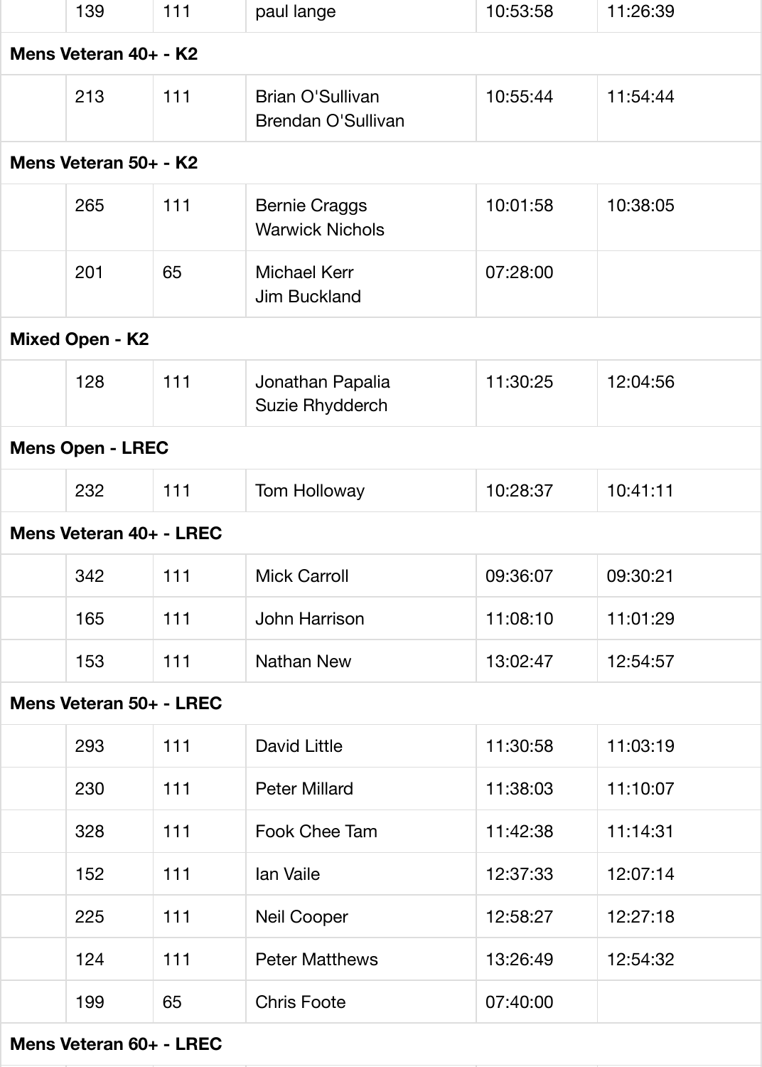| | 139 | 111 | paul lange | 10:53:58 | 11:26:39 |
|---|---|---|---|---|---|
| **Mens Veteran 40+ - K2** | | | | | |
| | 213 | 111 | Brian O'Sullivan<br>Brendan O'Sullivan | 10:55:44 | 11:54:44 |
| **Mens Veteran 50+ - K2** | | | | | |
| | 265 | 111 | Bernie Craggs<br>Warwick Nichols | 10:01:58 | 10:38:05 |
| | 201 | 65 | Michael Kerr<br>Jim Buckland | 07:28:00 | |
| **Mixed Open - K2** | | | | | |
| | 128 | 111 | Jonathan Papalia<br>Suzie Rhydderch | 11:30:25 | 12:04:56 |
| **Mens Open - LREC** | | | | | |
| | 232 | 111 | Tom Holloway | 10:28:37 | 10:41:11 |
| **Mens Veteran 40+ - LREC** | | | | | |
| | 342 | 111 | Mick Carroll | 09:36:07 | 09:30:21 |
| | 165 | 111 | John Harrison | 11:08:10 | 11:01:29 |
| | 153 | 111 | Nathan New | 13:02:47 | 12:54:57 |
| **Mens Veteran 50+ - LREC** | | | | | |
| | 293 | 111 | David Little | 11:30:58 | 11:03:19 |
| | 230 | 111 | Peter Millard | 11:38:03 | 11:10:07 |
| | 328 | 111 | Fook Chee Tam | 11:42:38 | 11:14:31 |
| | 152 | 111 | Ian Vaile | 12:37:33 | 12:07:14 |
| | 225 | 111 | Neil Cooper | 12:58:27 | 12:27:18 |
| | 124 | 111 | Peter Matthews | 13:26:49 | 12:54:32 |
| | 199 | 65 | Chris Foote | 07:40:00 | |
| **Mens Veteran 60+ - LREC** | | | | | |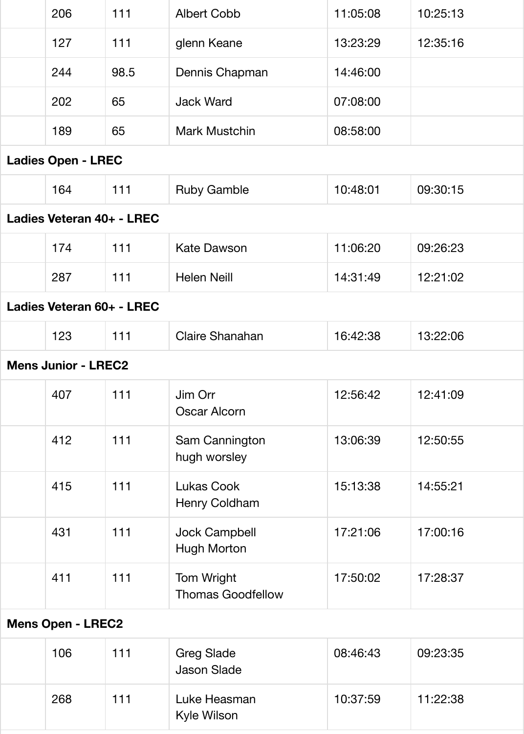| | | | | |
|---|---|---|---|---|
| 206 | 111 | Albert Cobb | 11:05:08 | 10:25:13 |
| 127 | 111 | glenn Keane | 13:23:29 | 12:35:16 |
| 244 | 98.5 | Dennis Chapman | 14:46:00 | |
| 202 | 65 | Jack Ward | 07:08:00 | |
| 189 | 65 | Mark Mustchin | 08:58:00 | |

**Ladies Open - LREC**

| | | | | |
|---|---|---|---|---|
| 164 | 111 | Ruby Gamble | 10:48:01 | 09:30:15 |

**Ladies Veteran 40+ - LREC**

| | | | | |
|---|---|---|---|---|
| 174 | 111 | Kate Dawson | 11:06:20 | 09:26:23 |
| 287 | 111 | Helen Neill | 14:31:49 | 12:21:02 |

**Ladies Veteran 60+ - LREC**

| | | | | |
|---|---|---|---|---|
| 123 | 111 | Claire Shanahan | 16:42:38 | 13:22:06 |

**Mens Junior - LREC2**

| | | | | |
|---|---|---|---|---|
| 407 | 111 | Jim Orr<br>Oscar Alcorn | 12:56:42 | 12:41:09 |
| 412 | 111 | Sam Cannington<br>hugh worsley | 13:06:39 | 12:50:55 |
| 415 | 111 | Lukas Cook<br>Henry Coldham | 15:13:38 | 14:55:21 |
| 431 | 111 | Jock Campbell<br>Hugh Morton | 17:21:06 | 17:00:16 |
| 411 | 111 | Tom Wright<br>Thomas Goodfellow | 17:50:02 | 17:28:37 |

**Mens Open - LREC2**

| | | | | |
|---|---|---|---|---|
| 106 | 111 | Greg Slade<br>Jason Slade | 08:46:43 | 09:23:35 |
| 268 | 111 | Luke Heasman<br>Kyle Wilson | 10:37:59 | 11:22:38 |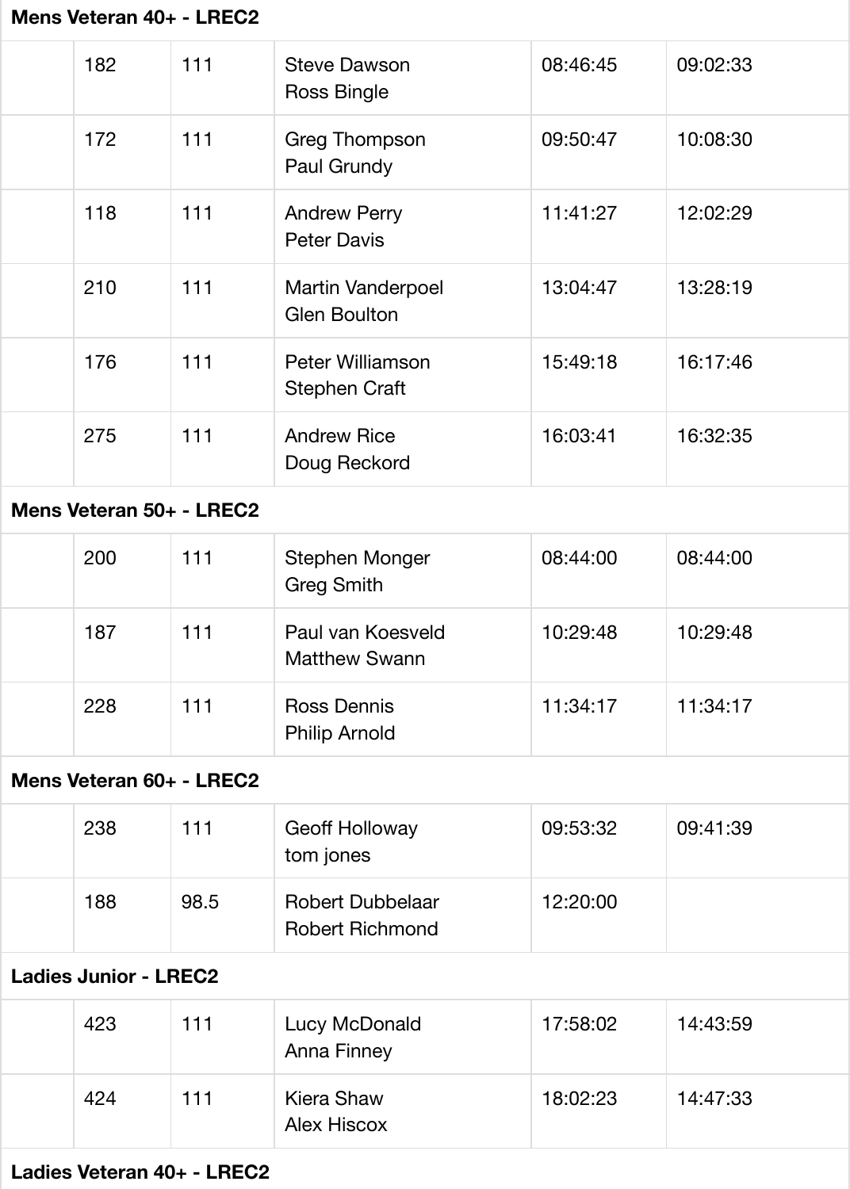## Mens Veteran 40+ - LREC2

| | | | | | |
|---|---|---|---|---|---|
| | 182 | 111 | Steve Dawson<br>Ross Bingle | 08:46:45 | 09:02:33 |
| | 172 | 111 | Greg Thompson<br>Paul Grundy | 09:50:47 | 10:08:30 |
| | 118 | 111 | Andrew Perry<br>Peter Davis | 11:41:27 | 12:02:29 |
| | 210 | 111 | Martin Vanderpoel<br>Glen Boulton | 13:04:47 | 13:28:19 |
| | 176 | 111 | Peter Williamson<br>Stephen Craft | 15:49:18 | 16:17:46 |
| | 275 | 111 | Andrew Rice<br>Doug Reckord | 16:03:41 | 16:32:35 |

## Mens Veteran 50+ - LREC2

| | | | | | |
|---|---|---|---|---|---|
| | 200 | 111 | Stephen Monger<br>Greg Smith | 08:44:00 | 08:44:00 |
| | 187 | 111 | Paul van Koesveld<br>Matthew Swann | 10:29:48 | 10:29:48 |
| | 228 | 111 | Ross Dennis<br>Philip Arnold | 11:34:17 | 11:34:17 |

## Mens Veteran 60+ - LREC2

| | | | | | |
|---|---|---|---|---|---|
| | 238 | 111 | Geoff Holloway<br>tom jones | 09:53:32 | 09:41:39 |
| | 188 | 98.5 | Robert Dubbelaar<br>Robert Richmond | 12:20:00 | |

## Ladies Junior - LREC2

| | | | | | |
|---|---|---|---|---|---|
| | 423 | 111 | Lucy McDonald<br>Anna Finney | 17:58:02 | 14:43:59 |
| | 424 | 111 | Kiera Shaw<br>Alex Hiscox | 18:02:23 | 14:47:33 |

## Ladies Veteran 40+ - LREC2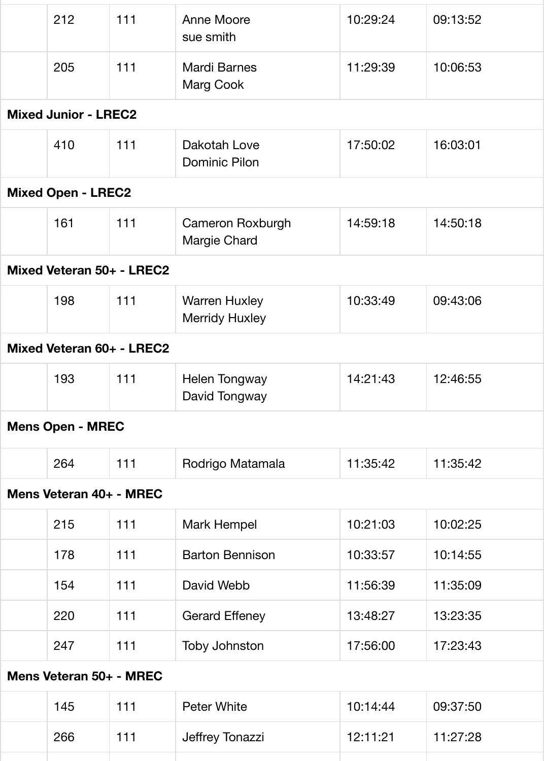| | | | | | |
|---|---|---|---|---|---|
| | 212 | 111 | Anne Moore<br>sue smith | 10:29:24 | 09:13:52 |
| | 205 | 111 | Mardi Barnes<br>Marg Cook | 11:29:39 | 10:06:53 |
| **Mixed Junior - LREC2** | | | | | |
| | 410 | 111 | Dakotah Love<br>Dominic Pilon | 17:50:02 | 16:03:01 |
| **Mixed Open - LREC2** | | | | | |
| | 161 | 111 | Cameron Roxburgh<br>Margie Chard | 14:59:18 | 14:50:18 |
| **Mixed Veteran 50+ - LREC2** | | | | | |
| | 198 | 111 | Warren Huxley<br>Merridy Huxley | 10:33:49 | 09:43:06 |
| **Mixed Veteran 60+ - LREC2** | | | | | |
| | 193 | 111 | Helen Tongway<br>David Tongway | 14:21:43 | 12:46:55 |
| **Mens Open - MREC** | | | | | |
| | 264 | 111 | Rodrigo Matamala | 11:35:42 | 11:35:42 |
| **Mens Veteran 40+ - MREC** | | | | | |
| | 215 | 111 | Mark Hempel | 10:21:03 | 10:02:25 |
| | 178 | 111 | Barton Bennison | 10:33:57 | 10:14:55 |
| | 154 | 111 | David Webb | 11:56:39 | 11:35:09 |
| | 220 | 111 | Gerard Effeney | 13:48:27 | 13:23:35 |
| | 247 | 111 | Toby Johnston | 17:56:00 | 17:23:43 |
| **Mens Veteran 50+ - MREC** | | | | | |
| | 145 | 111 | Peter White | 10:14:44 | 09:37:50 |
| | 266 | 111 | Jeffrey Tonazzi | 12:11:21 | 11:27:28 |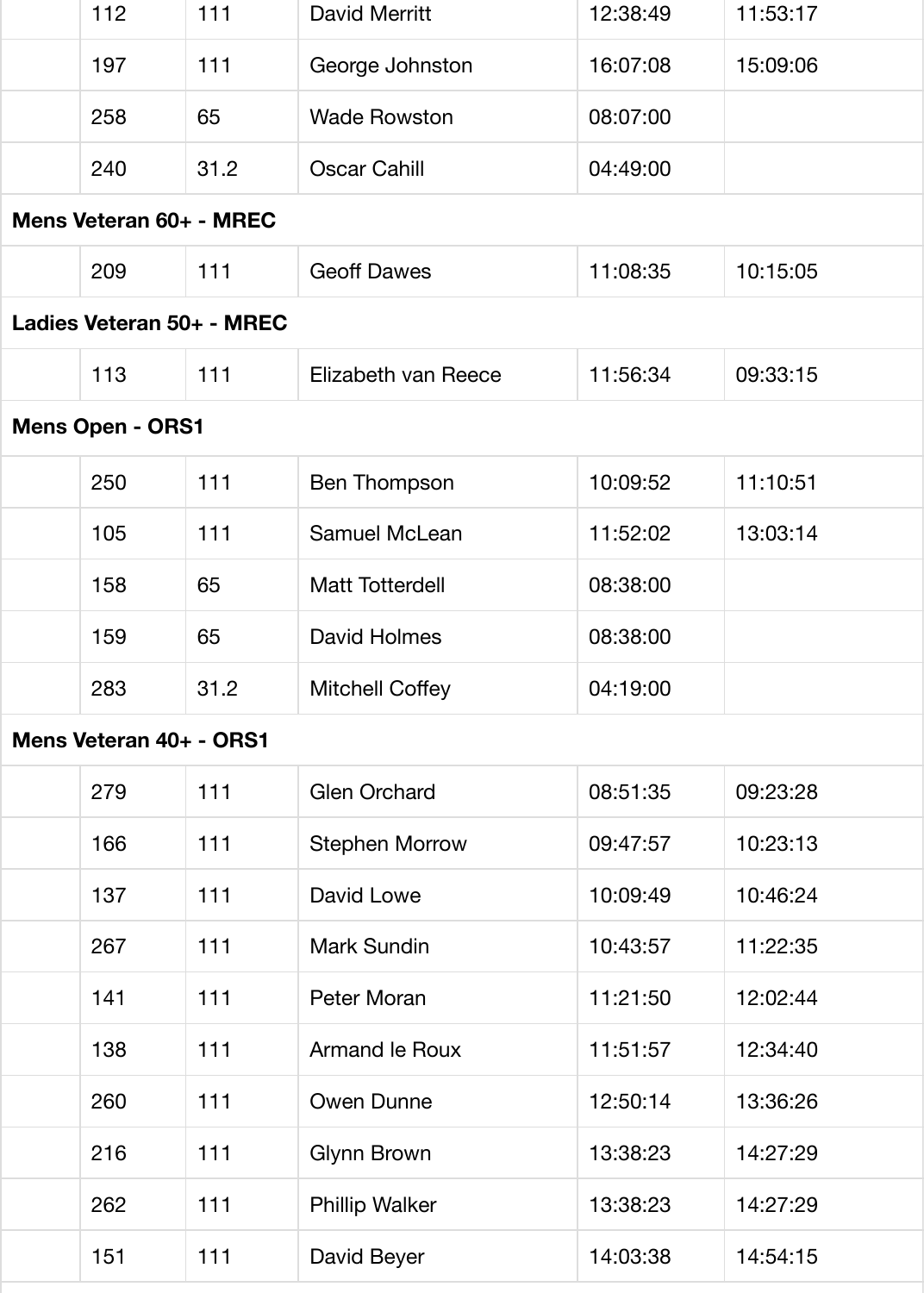| | | | | |
|---|---|---|---|---|
| 112 | 111 | David Merritt | 12:38:49 | 11:53:17 |
| 197 | 111 | George Johnston | 16:07:08 | 15:09:06 |
| 258 | 65 | Wade Rowston | 08:07:00 | |
| 240 | 31.2 | Oscar Cahill | 04:49:00 | |
| **Mens Veteran 60+ - MREC** | | | | |
| 209 | 111 | Geoff Dawes | 11:08:35 | 10:15:05 |
| **Ladies Veteran 50+ - MREC** | | | | |
| 113 | 111 | Elizabeth van Reece | 11:56:34 | 09:33:15 |
| **Mens Open - ORS1** | | | | |
| 250 | 111 | Ben Thompson | 10:09:52 | 11:10:51 |
| 105 | 111 | Samuel McLean | 11:52:02 | 13:03:14 |
| 158 | 65 | Matt Totterdell | 08:38:00 | |
| 159 | 65 | David Holmes | 08:38:00 | |
| 283 | 31.2 | Mitchell Coffey | 04:19:00 | |
| **Mens Veteran 40+ - ORS1** | | | | |
| 279 | 111 | Glen Orchard | 08:51:35 | 09:23:28 |
| 166 | 111 | Stephen Morrow | 09:47:57 | 10:23:13 |
| 137 | 111 | David Lowe | 10:09:49 | 10:46:24 |
| 267 | 111 | Mark Sundin | 10:43:57 | 11:22:35 |
| 141 | 111 | Peter Moran | 11:21:50 | 12:02:44 |
| 138 | 111 | Armand le Roux | 11:51:57 | 12:34:40 |
| 260 | 111 | Owen Dunne | 12:50:14 | 13:36:26 |
| 216 | 111 | Glynn Brown | 13:38:23 | 14:27:29 |
| 262 | 111 | Phillip Walker | 13:38:23 | 14:27:29 |
| 151 | 111 | David Beyer | 14:03:38 | 14:54:15 |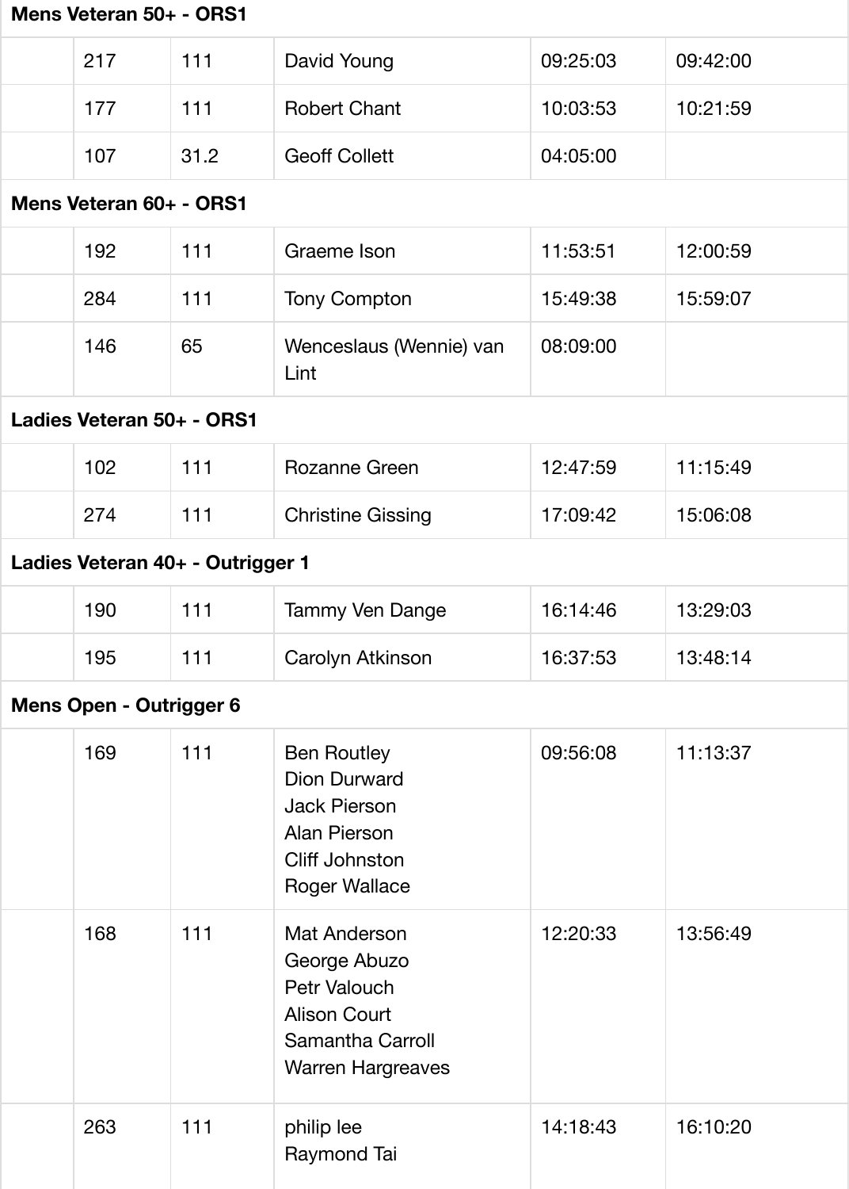| | | | | | |
|---|---|---|---|---|---|
| **Mens Veteran 50+ - ORS1** | | | | | |
| | 217 | 111 | David Young | 09:25:03 | 09:42:00 |
| | 177 | 111 | Robert Chant | 10:03:53 | 10:21:59 |
| | 107 | 31.2 | Geoff Collett | 04:05:00 | |
| **Mens Veteran 60+ - ORS1** | | | | | |
| | 192 | 111 | Graeme Ison | 11:53:51 | 12:00:59 |
| | 284 | 111 | Tony Compton | 15:49:38 | 15:59:07 |
| | 146 | 65 | Wenceslaus (Wennie) van Lint | 08:09:00 | |
| **Ladies Veteran 50+ - ORS1** | | | | | |
| | 102 | 111 | Rozanne Green | 12:47:59 | 11:15:49 |
| | 274 | 111 | Christine Gissing | 17:09:42 | 15:06:08 |
| **Ladies Veteran 40+ - Outrigger 1** | | | | | |
| | 190 | 111 | Tammy Ven Dange | 16:14:46 | 13:29:03 |
| | 195 | 111 | Carolyn Atkinson | 16:37:53 | 13:48:14 |
| **Mens Open - Outrigger 6** | | | | | |
| | 169 | 111 | Ben Routley<br>Dion Durward<br>Jack Pierson<br>Alan Pierson<br>Cliff Johnston<br>Roger Wallace | 09:56:08 | 11:13:37 |
| | 168 | 111 | Mat Anderson<br>George Abuzo<br>Petr Valouch<br>Alison Court<br>Samantha Carroll<br>Warren Hargreaves | 12:20:33 | 13:56:49 |
| | 263 | 111 | philip lee<br>Raymond Tai | 14:18:43 | 16:10:20 |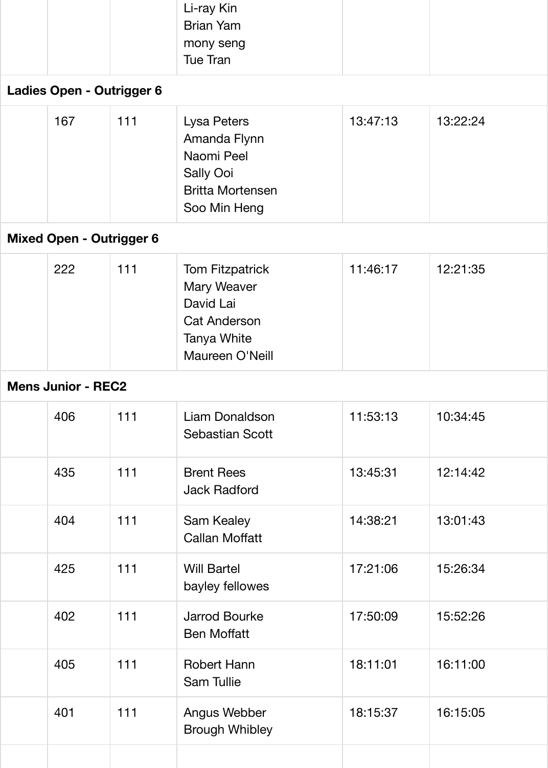| | | | | | |
|---|---|---|---|---|---|
| | | | Li-ray Kin<br>Brian Yam<br>mony seng<br>Tue Tran | | |
| **Ladies Open - Outrigger 6** | | | | | |
| | 167 | 111 | Lysa Peters<br>Amanda Flynn<br>Naomi Peel<br>Sally Ooi<br>Britta Mortensen<br>Soo Min Heng | 13:47:13 | 13:22:24 |
| **Mixed Open - Outrigger 6** | | | | | |
| | 222 | 111 | Tom Fitzpatrick<br>Mary Weaver<br>David Lai<br>Cat Anderson<br>Tanya White<br>Maureen O'Neill | 11:46:17 | 12:21:35 |
| **Mens Junior - REC2** | | | | | |
| | 406 | 111 | Liam Donaldson<br>Sebastian Scott | 11:53:13 | 10:34:45 |
| | 435 | 111 | Brent Rees<br>Jack Radford | 13:45:31 | 12:14:42 |
| | 404 | 111 | Sam Kealey<br>Callan Moffatt | 14:38:21 | 13:01:43 |
| | 425 | 111 | Will Bartel<br>bayley fellowes | 17:21:06 | 15:26:34 |
| | 402 | 111 | Jarrod Bourke<br>Ben Moffatt | 17:50:09 | 15:52:26 |
| | 405 | 111 | Robert Hann<br>Sam Tullie | 18:11:01 | 16:11:00 |
| | 401 | 111 | Angus Webber<br>Brough Whibley | 18:15:37 | 16:15:05 |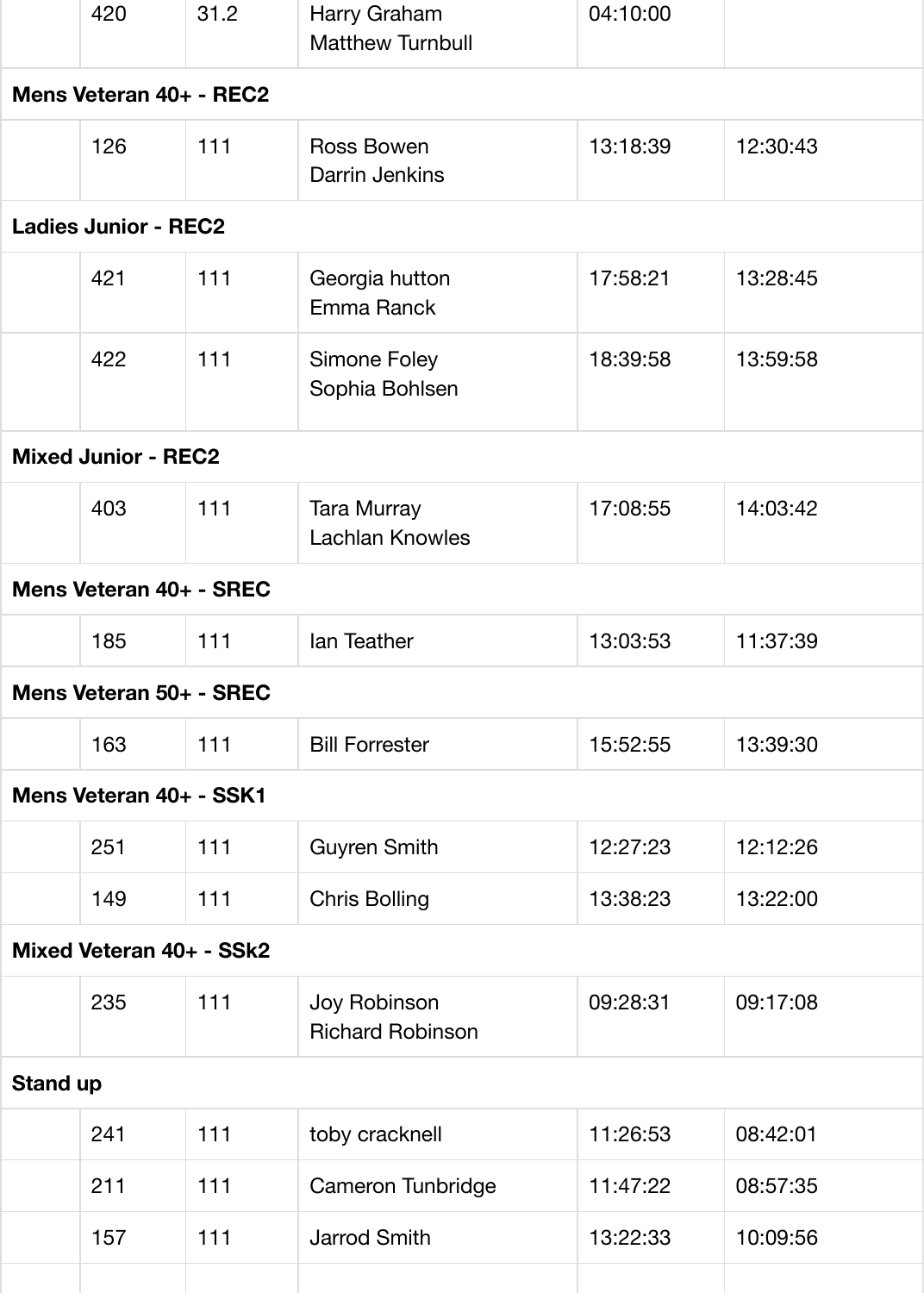| | | | | |
|---|---|---|---|---|
| | 420 | 31.2 | Harry Graham<br>Matthew Turnbull | 04:10:00 | |
| **Mens Veteran 40+ - REC2** | | | | | |
| | 126 | 111 | Ross Bowen<br>Darrin Jenkins | 13:18:39 | 12:30:43 |
| **Ladies Junior - REC2** | | | | | |
| | 421 | 111 | Georgia hutton<br>Emma Ranck | 17:58:21 | 13:28:45 |
| | 422 | 111 | Simone Foley<br>Sophia Bohlsen | 18:39:58 | 13:59:58 |
| **Mixed Junior - REC2** | | | | | |
| | 403 | 111 | Tara Murray<br>Lachlan Knowles | 17:08:55 | 14:03:42 |
| **Mens Veteran 40+ - SREC** | | | | | |
| | 185 | 111 | Ian Teather | 13:03:53 | 11:37:39 |
| **Mens Veteran 50+ - SREC** | | | | | |
| | 163 | 111 | Bill Forrester | 15:52:55 | 13:39:30 |
| **Mens Veteran 40+ - SSK1** | | | | | |
| | 251 | 111 | Guyren Smith | 12:27:23 | 12:12:26 |
| | 149 | 111 | Chris Bolling | 13:38:23 | 13:22:00 |
| **Mixed Veteran 40+ - SSk2** | | | | | |
| | 235 | 111 | Joy Robinson<br>Richard Robinson | 09:28:31 | 09:17:08 |
| **Stand up** | | | | | |
| | 241 | 111 | toby cracknell | 11:26:53 | 08:42:01 |
| | 211 | 111 | Cameron Tunbridge | 11:47:22 | 08:57:35 |
| | 157 | 111 | Jarrod Smith | 13:22:33 | 10:09:56 |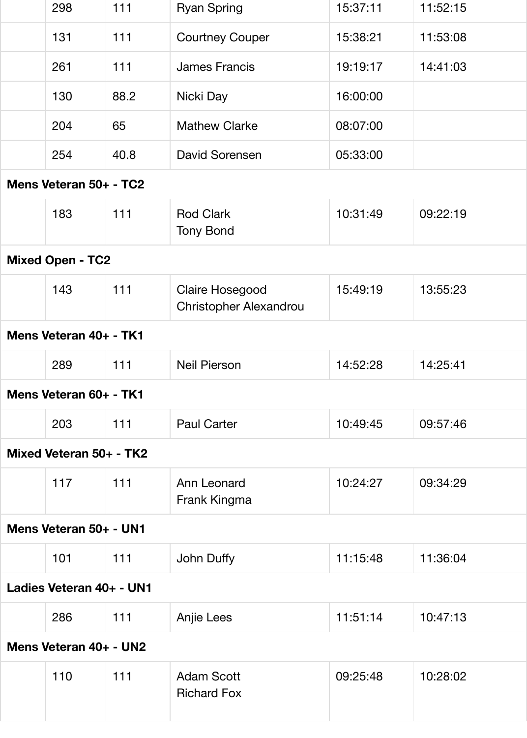| | | | | | |
|---|---|---|---|---|---|
| | 298 | 111 | Ryan Spring | 15:37:11 | 11:52:15 |
| | 131 | 111 | Courtney Couper | 15:38:21 | 11:53:08 |
| | 261 | 111 | James Francis | 19:19:17 | 14:41:03 |
| | 130 | 88.2 | Nicki Day | 16:00:00 | |
| | 204 | 65 | Mathew Clarke | 08:07:00 | |
| | 254 | 40.8 | David Sorensen | 05:33:00 | |
| **Mens Veteran 50+ - TC2** | | | | | |
| | 183 | 111 | Rod Clark<br>Tony Bond | 10:31:49 | 09:22:19 |
| **Mixed Open - TC2** | | | | | |
| | 143 | 111 | Claire Hosegood<br>Christopher Alexandrou | 15:49:19 | 13:55:23 |
| **Mens Veteran 40+ - TK1** | | | | | |
| | 289 | 111 | Neil Pierson | 14:52:28 | 14:25:41 |
| **Mens Veteran 60+ - TK1** | | | | | |
| | 203 | 111 | Paul Carter | 10:49:45 | 09:57:46 |
| **Mixed Veteran 50+ - TK2** | | | | | |
| | 117 | 111 | Ann Leonard<br>Frank Kingma | 10:24:27 | 09:34:29 |
| **Mens Veteran 50+ - UN1** | | | | | |
| | 101 | 111 | John Duffy | 11:15:48 | 11:36:04 |
| **Ladies Veteran 40+ - UN1** | | | | | |
| | 286 | 111 | Anjie Lees | 11:51:14 | 10:47:13 |
| **Mens Veteran 40+ - UN2** | | | | | |
| | 110 | 111 | Adam Scott<br>Richard Fox | 09:25:48 | 10:28:02 |